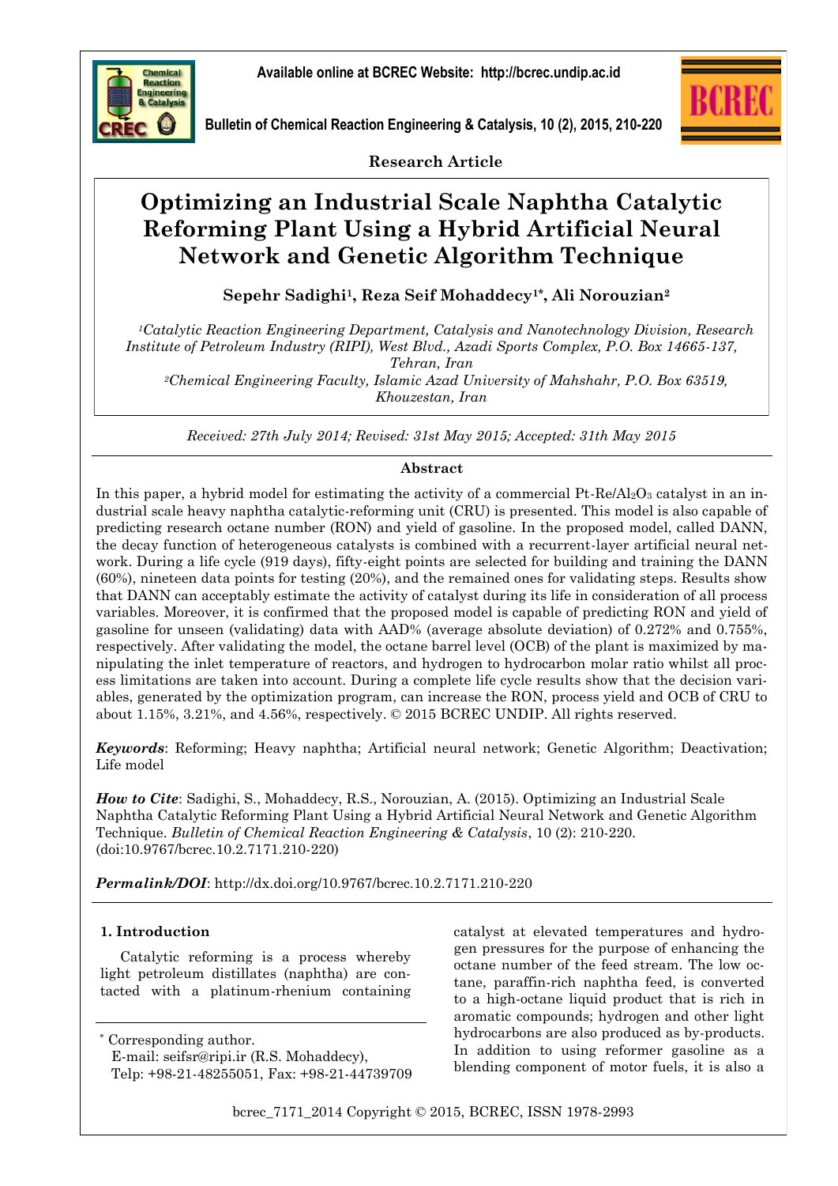Research Article

# Optimizing an Industrial Scale Naphtha Catalytic Reforming Plant Using a Hybrid Artificial Neural Network and Genetic Algorithm Technique

**Sepehr Sadighi[1], Reza Seif Mohaddecy[1*], Ali Norouzian[2]**

*[1]Catalytic Reaction Engineering Department, Catalysis and Nanotechnology Division, Research Institute of Petroleum Industry (RIPI), West Blvd., Azadi Sports Complex, P.O. Box 14665-137, Tehran, Iran*

*[2]Chemical Engineering Faculty, Islamic Azad University of Mahshahr, P.O. Box 63519, Khouzestan, Iran*

*Received: 27th July 2014; Revised: 31st May 2015; Accepted: 31th May 2015*

## Abstract

In this paper, a hybrid model for estimating the activity of a commercial Pt-Re/$Al_2O_3$ catalyst in an industrial scale heavy naphtha catalytic-reforming unit (CRU) is presented. This model is also capable of predicting research octane number (RON) and yield of gasoline. In the proposed model, called DANN, the decay function of heterogeneous catalysts is combined with a recurrent-layer artificial neural network. During a life cycle (919 days), fifty-eight points are selected for building and training the DANN (60%), nineteen data points for testing (20%), and the remained ones for validating steps. Results show that DANN can acceptably estimate the activity of catalyst during its life in consideration of all process variables. Moreover, it is confirmed that the proposed model is capable of predicting RON and yield of gasoline for unseen (validating) data with AAD% (average absolute deviation) of 0.272% and 0.755%, respectively. After validating the model, the octane barrel level (OCB) of the plant is maximized by manipulating the inlet temperature of reactors, and hydrogen to hydrocarbon molar ratio whilst all process limitations are taken into account. During a complete life cycle results show that the decision variables, generated by the optimization program, can increase the RON, process yield and OCB of CRU to about 1.15%, 3.21%, and 4.56%, respectively. © 2015 BCREC UNDIP. All rights reserved.

***Keywords***: Reforming; Heavy naphtha; Artificial neural network; Genetic Algorithm; Deactivation; Life model

***How to Cite***: Sadighi, S., Mohaddecy, R.S., Norouzian, A. (2015). Optimizing an Industrial Scale Naphtha Catalytic Reforming Plant Using a Hybrid Artificial Neural Network and Genetic Algorithm Technique. *Bulletin of Chemical Reaction Engineering & Catalysis*, 10 (2): 210-220. (doi:10.9767/bcrec.10.2.7171.210-220)

***Permalink/DOI***: http://dx.doi.org/10.9767/bcrec.10.2.7171.210-220

## 1. Introduction

Catalytic reforming is a process whereby light petroleum distillates (naphtha) are contacted with a platinum-rhenium containing catalyst at elevated temperatures and hydrogen pressures for the purpose of enhancing the octane number of the feed stream. The low octane, paraffin-rich naphtha feed, is converted to a high-octane liquid product that is rich in aromatic compounds; hydrogen and other light hydrocarbons are also produced as by-products. In addition to using reformer gasoline as a blending component of motor fuels, it is also a

---

\* Corresponding author.
E-mail: seifsr@ripi.ir (R.S. Mohaddecy),
Telp: +98-21-48255051, Fax: +98-21-44739709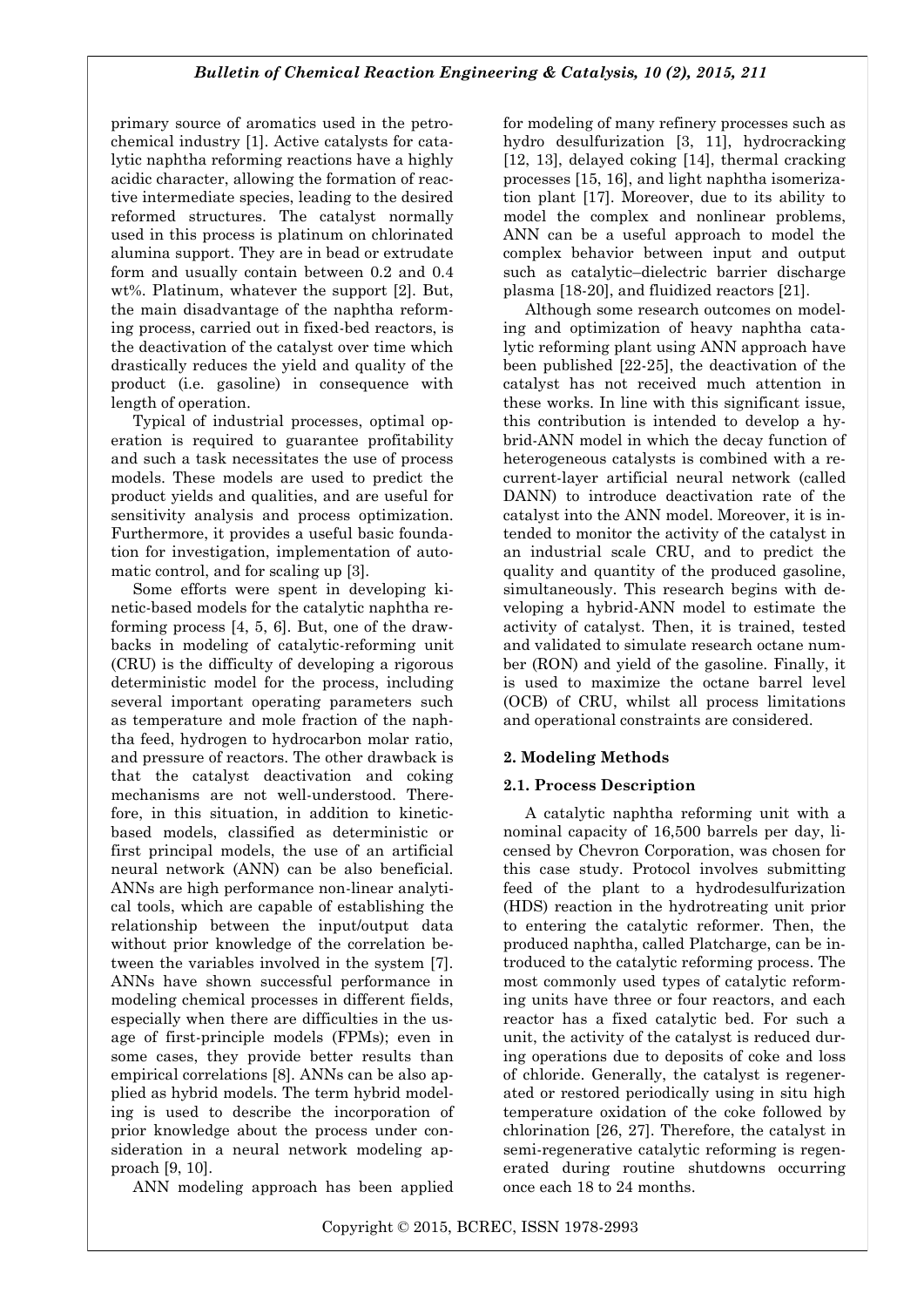primary source of aromatics used in the petrochemical industry [1]. Active catalysts for catalytic naphtha reforming reactions have a highly acidic character, allowing the formation of reactive intermediate species, leading to the desired reformed structures. The catalyst normally used in this process is platinum on chlorinated alumina support. They are in bead or extrudate form and usually contain between 0.2 and 0.4 wt%. Platinum, whatever the support [2]. But, the main disadvantage of the naphtha reforming process, carried out in fixed-bed reactors, is the deactivation of the catalyst over time which drastically reduces the yield and quality of the product (i.e. gasoline) in consequence with length of operation.

Typical of industrial processes, optimal operation is required to guarantee profitability and such a task necessitates the use of process models. These models are used to predict the product yields and qualities, and are useful for sensitivity analysis and process optimization. Furthermore, it provides a useful basic foundation for investigation, implementation of automatic control, and for scaling up [3].

Some efforts were spent in developing kinetic-based models for the catalytic naphtha reforming process [4, 5, 6]. But, one of the drawbacks in modeling of catalytic-reforming unit (CRU) is the difficulty of developing a rigorous deterministic model for the process, including several important operating parameters such as temperature and mole fraction of the naphtha feed, hydrogen to hydrocarbon molar ratio, and pressure of reactors. The other drawback is that the catalyst deactivation and coking mechanisms are not well-understood. Therefore, in this situation, in addition to kinetic-based models, classified as deterministic or first principal models, the use of an artificial neural network (ANN) can be also beneficial. ANNs are high performance non-linear analytical tools, which are capable of establishing the relationship between the input/output data without prior knowledge of the correlation between the variables involved in the system [7]. ANNs have shown successful performance in modeling chemical processes in different fields, especially when there are difficulties in the usage of first-principle models (FPMs); even in some cases, they provide better results than empirical correlations [8]. ANNs can be also applied as hybrid models. The term hybrid modeling is used to describe the incorporation of prior knowledge about the process under consideration in a neural network modeling approach [9, 10].

ANN modeling approach has been applied for modeling of many refinery processes such as hydro desulfurization [3, 11], hydrocracking [12, 13], delayed coking [14], thermal cracking processes [15, 16], and light naphtha isomerization plant [17]. Moreover, due to its ability to model the complex and nonlinear problems, ANN can be a useful approach to model the complex behavior between input and output such as catalytic–dielectric barrier discharge plasma [18-20], and fluidized reactors [21].

Although some research outcomes on modeling and optimization of heavy naphtha catalytic reforming plant using ANN approach have been published [22-25], the deactivation of the catalyst has not received much attention in these works. In line with this significant issue, this contribution is intended to develop a hybrid-ANN model in which the decay function of heterogeneous catalysts is combined with a recurrent-layer artificial neural network (called DANN) to introduce deactivation rate of the catalyst into the ANN model. Moreover, it is intended to monitor the activity of the catalyst in an industrial scale CRU, and to predict the quality and quantity of the produced gasoline, simultaneously. This research begins with developing a hybrid-ANN model to estimate the activity of catalyst. Then, it is trained, tested and validated to simulate research octane number (RON) and yield of the gasoline. Finally, it is used to maximize the octane barrel level (OCB) of CRU, whilst all process limitations and operational constraints are considered.

## 2. Modeling Methods

### 2.1. Process Description

A catalytic naphtha reforming unit with a nominal capacity of 16,500 barrels per day, licensed by Chevron Corporation, was chosen for this case study. Protocol involves submitting feed of the plant to a hydrodesulfurization (HDS) reaction in the hydrotreating unit prior to entering the catalytic reformer. Then, the produced naphtha, called Platcharge, can be introduced to the catalytic reforming process. The most commonly used types of catalytic reforming units have three or four reactors, and each reactor has a fixed catalytic bed. For such a unit, the activity of the catalyst is reduced during operations due to deposits of coke and loss of chloride. Generally, the catalyst is regenerated or restored periodically using in situ high temperature oxidation of the coke followed by chlorination [26, 27]. Therefore, the catalyst in semi-regenerative catalytic reforming is regenerated during routine shutdowns occurring once each 18 to 24 months.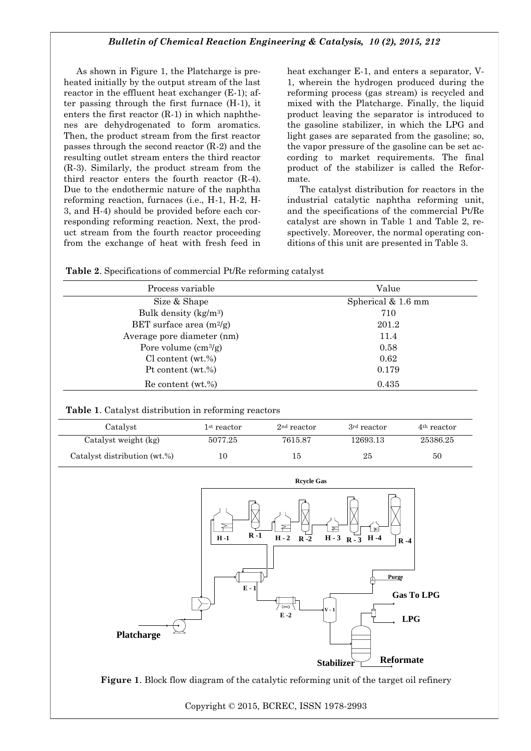As shown in Figure 1, the Platcharge is preheated initially by the output stream of the last reactor in the effluent heat exchanger (E-1); after passing through the first furnace (H-1), it enters the first reactor (R-1) in which naphthenes are dehydrogenated to form aromatics. Then, the product stream from the first reactor passes through the second reactor (R-2) and the resulting outlet stream enters the third reactor (R-3). Similarly, the product stream from the third reactor enters the fourth reactor (R-4). Due to the endothermic nature of the naphtha reforming reaction, furnaces (i.e., H-1, H-2, H-3, and H-4) should be provided before each corresponding reforming reaction. Next, the product stream from the fourth reactor proceeding from the exchange of heat with fresh feed in heat exchanger E-1, and enters a separator, V-1, wherein the hydrogen produced during the reforming process (gas stream) is recycled and mixed with the Platcharge. Finally, the liquid product leaving the separator is introduced to the gasoline stabilizer, in which the LPG and light gases are separated from the gasoline; so, the vapor pressure of the gasoline can be set according to market requirements. The final product of the stabilizer is called the Reformate.

The catalyst distribution for reactors in the industrial catalytic naphtha reforming unit, and the specifications of the commercial Pt/Re catalyst are shown in Table 1 and Table 2, respectively. Moreover, the normal operating conditions of this unit are presented in Table 3.

**Table 2**. Specifications of commercial Pt/Re reforming catalyst

| Process variable | Value |
|---|---|
| Size & Shape | Spherical & 1.6 mm |
| Bulk density (kg/m$^3$) | 710 |
| BET surface area (m$^2$/g) | 201.2 |
| Average pore diameter (nm) | 11.4 |
| Pore volume (cm$^3$/g) | 0.58 |
| Cl content (wt.%) | 0.62 |
| Pt content (wt.%) | 0.179 |
| Re content (wt.%) | 0.435 |

**Table 1**. Catalyst distribution in reforming reactors

| Catalyst | 1st reactor | 2nd reactor | 3rd reactor | 4th reactor |
|---|---|---|---|---|
| Catalyst weight (kg) | 5077.25 | 7615.87 | 12693.13 | 25386.25 |
| Catalyst distribution (wt.%) | 10 | 15 | 25 | 50 |

**Figure 1**. Block flow diagram of the catalytic reforming unit of the target oil refinery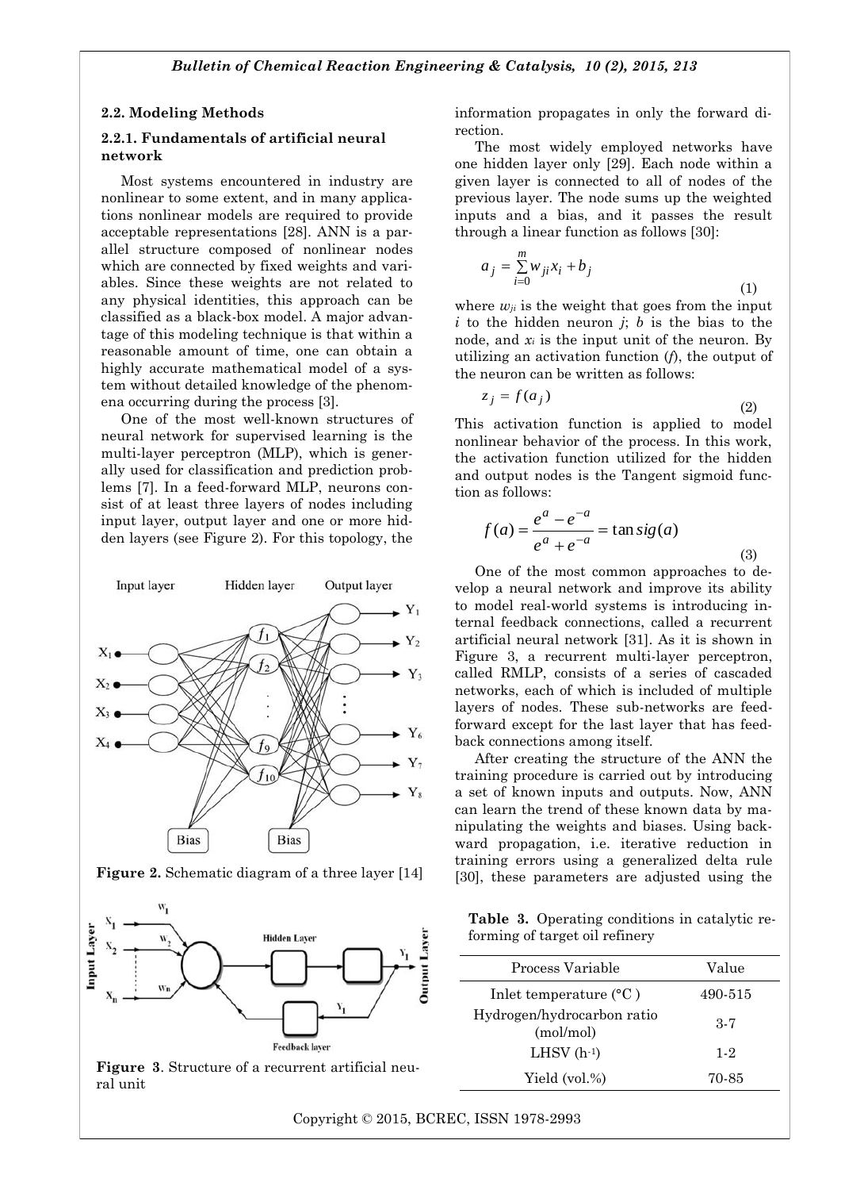### 2.2. Modeling Methods

#### 2.2.1. Fundamentals of artificial neural network

Most systems encountered in industry are nonlinear to some extent, and in many applications nonlinear models are required to provide acceptable representations [28]. ANN is a parallel structure composed of nonlinear nodes which are connected by fixed weights and variables. Since these weights are not related to any physical identities, this approach can be classified as a black-box model. A major advantage of this modeling technique is that within a reasonable amount of time, one can obtain a highly accurate mathematical model of a system without detailed knowledge of the phenomena occurring during the process [3].

One of the most well-known structures of neural network for supervised learning is the multi-layer perceptron (MLP), which is generally used for classification and prediction problems [7]. In a feed-forward MLP, neurons consist of at least three layers of nodes including input layer, output layer and one or more hidden layers (see Figure 2). For this topology, the information propagates in only the forward direction.

**Figure 2.** Schematic diagram of a three layer [14]

**Figure 3**. Structure of a recurrent artificial neural unit

The most widely employed networks have one hidden layer only [29]. Each node within a given layer is connected to all of nodes of the previous layer. The node sums up the weighted inputs and a bias, and it passes the result through a linear function as follows [30]:

$$a_j = \sum_{i=0}^{m} w_{ji} x_i + b_j \tag{1}$$

where $w_{ji}$ is the weight that goes from the input $i$ to the hidden neuron $j$; $b$ is the bias to the node, and $x_i$ is the input unit of the neuron. By utilizing an activation function ($f$), the output of the neuron can be written as follows:

$$z_j = f(a_j) \tag{2}$$

This activation function is applied to model nonlinear behavior of the process. In this work, the activation function utilized for the hidden and output nodes is the Tangent sigmoid function as follows:

$$f(a) = \frac{e^a - e^{-a}}{e^a + e^{-a}} = \tan sig(a) \tag{3}$$

One of the most common approaches to develop a neural network and improve its ability to model real-world systems is introducing internal feedback connections, called a recurrent artificial neural network [31]. As it is shown in Figure 3, a recurrent multi-layer perceptron, called RMLP, consists of a series of cascaded networks, each of which is included of multiple layers of nodes. These sub-networks are feed-forward except for the last layer that has feedback connections among itself.

After creating the structure of the ANN the training procedure is carried out by introducing a set of known inputs and outputs. Now, ANN can learn the trend of these known data by manipulating the weights and biases. Using backward propagation, i.e. iterative reduction in training errors using a generalized delta rule [30], these parameters are adjusted using the

**Table 3.** Operating conditions in catalytic reforming of target oil refinery

| Process Variable | Value |
|---|---|
| Inlet temperature (°C ) | 490-515 |
| Hydrogen/hydrocarbon ratio (mol/mol) | 3-7 |
| LHSV ($h^{-1}$) | 1-2 |
| Yield (vol.%) | 70-85 |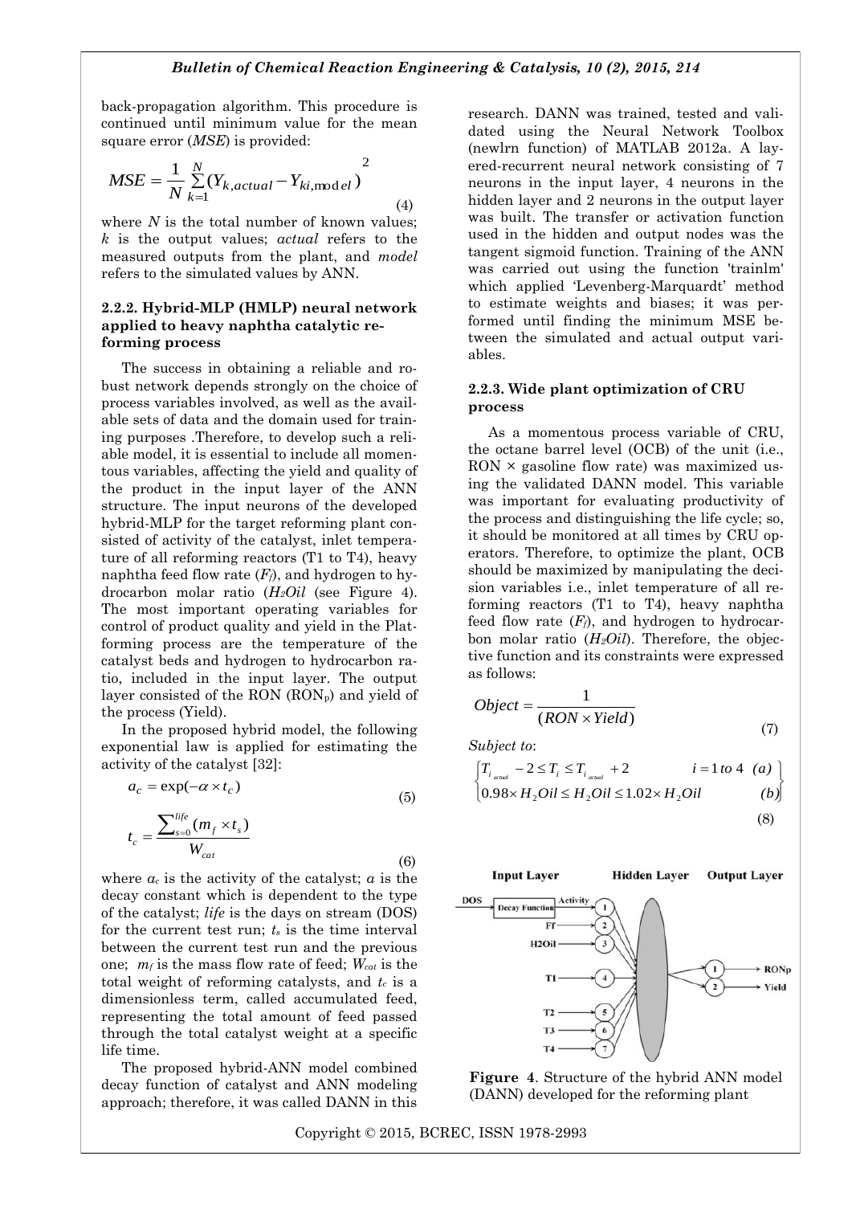back-propagation algorithm. This procedure is continued until minimum value for the mean square error (*MSE*) is provided:

$$MSE = \frac{1}{N}\sum_{k=1}^{N}(Y_{k,actual} - Y_{ki,model})^2 \quad (4)$$

where $N$ is the total number of known values; $k$ is the output values; *actual* refers to the measured outputs from the plant, and *model* refers to the simulated values by ANN.

### 2.2.2. Hybrid-MLP (HMLP) neural network applied to heavy naphtha catalytic reforming process

The success in obtaining a reliable and robust network depends strongly on the choice of process variables involved, as well as the available sets of data and the domain used for training purposes .Therefore, to develop such a reliable model, it is essential to include all momentous variables, affecting the yield and quality of the product in the input layer of the ANN structure. The input neurons of the developed hybrid-MLP for the target reforming plant consisted of activity of the catalyst, inlet temperature of all reforming reactors (T1 to T4), heavy naphtha feed flow rate ($F_f$), and hydrogen to hydrocarbon molar ratio ($H_2Oil$ (see Figure 4). The most important operating variables for control of product quality and yield in the Platforming process are the temperature of the catalyst beds and hydrogen to hydrocarbon ratio, included in the input layer. The output layer consisted of the RON ($RON_p$) and yield of the process (Yield).

In the proposed hybrid model, the following exponential law is applied for estimating the activity of the catalyst [32]:

$$a_c = \exp(-\alpha \times t_c) \quad (5)$$

$$t_c = \frac{\sum_{s=0}^{life}(m_f \times t_s)}{W_{cat}} \quad (6)$$

where $a_c$ is the activity of the catalyst; $\alpha$ is the decay constant which is dependent to the type of the catalyst; *life* is the days on stream (DOS) for the current test run; $t_s$ is the time interval between the current test run and the previous one; $m_f$ is the mass flow rate of feed; $W_{cat}$ is the total weight of reforming catalysts, and $t_c$ is a dimensionless term, called accumulated feed, representing the total amount of feed passed through the total catalyst weight at a specific life time.

The proposed hybrid-ANN model combined decay function of catalyst and ANN modeling approach; therefore, it was called DANN in this research. DANN was trained, tested and validated using the Neural Network Toolbox (newlrn function) of MATLAB 2012a. A layered-recurrent neural network consisting of 7 neurons in the input layer, 4 neurons in the hidden layer and 2 neurons in the output layer was built. The transfer or activation function used in the hidden and output nodes was the tangent sigmoid function. Training of the ANN was carried out using the function 'trainlm' which applied 'Levenberg-Marquardt' method to estimate weights and biases; it was performed until finding the minimum MSE between the simulated and actual output variables.

### 2.2.3. Wide plant optimization of CRU process

As a momentous process variable of CRU, the octane barrel level (OCB) of the unit (i.e., RON × gasoline flow rate) was maximized using the validated DANN model. This variable was important for evaluating productivity of the process and distinguishing the life cycle; so, it should be monitored at all times by CRU operators. Therefore, to optimize the plant, OCB should be maximized by manipulating the decision variables i.e., inlet temperature of all reforming reactors (T1 to T4), heavy naphtha feed flow rate ($F_f$), and hydrogen to hydrocarbon molar ratio ($H_2Oil$). Therefore, the objective function and its constraints were expressed as follows:

$$Object = \frac{1}{(RON \times Yield)} \quad (7)$$

*Subject to*:

$$\begin{Bmatrix} T_{i_{actual}} - 2 \le T_i \le T_{i_{actual}} + 2 & i = 1\ to\ 4 \quad (a) \\ 0.98 \times H_2Oil \le H_2Oil \le 1.02 \times H_2Oil & (b) \end{Bmatrix} \quad (8)$$

**Figure 4**. Structure of the hybrid ANN model (DANN) developed for the reforming plant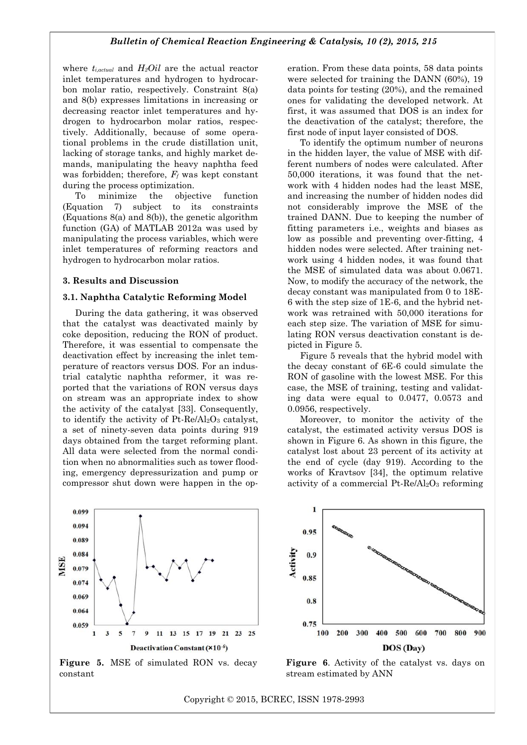where $t_{i,actual}$ and $H_2Oil$ are the actual reactor inlet temperatures and hydrogen to hydrocarbon molar ratio, respectively. Constraint 8(a) and 8(b) expresses limitations in increasing or decreasing reactor inlet temperatures and hydrogen to hydrocarbon molar ratios, respectively. Additionally, because of some operational problems in the crude distillation unit, lacking of storage tanks, and highly market demands, manipulating the heavy naphtha feed was forbidden; therefore, $F_f$ was kept constant during the process optimization.

To minimize the objective function (Equation 7) subject to its constraints (Equations 8(a) and 8(b)), the genetic algorithm function (GA) of MATLAB 2012a was used by manipulating the process variables, which were inlet temperatures of reforming reactors and hydrogen to hydrocarbon molar ratios.

## 3. Results and Discussion

### 3.1. Naphtha Catalytic Reforming Model

During the data gathering, it was observed that the catalyst was deactivated mainly by coke deposition, reducing the RON of product. Therefore, it was essential to compensate the deactivation effect by increasing the inlet temperature of reactors versus DOS. For an industrial catalytic naphtha reformer, it was reported that the variations of RON versus days on stream was an appropriate index to show the activity of the catalyst [33]. Consequently, to identify the activity of Pt-Re/$Al_2O_3$ catalyst, a set of ninety-seven data points during 919 days obtained from the target reforming plant. All data were selected from the normal condition when no abnormalities such as tower flooding, emergency depressurization and pump or compressor shut down were happen in the operation. From these data points, 58 data points were selected for training the DANN (60%), 19 data points for testing (20%), and the remained ones for validating the developed network. At first, it was assumed that DOS is an index for the deactivation of the catalyst; therefore, the first node of input layer consisted of DOS.

To identify the optimum number of neurons in the hidden layer, the value of MSE with different numbers of nodes were calculated. After 50,000 iterations, it was found that the network with 4 hidden nodes had the least MSE, and increasing the number of hidden nodes did not considerably improve the MSE of the trained DANN. Due to keeping the number of fitting parameters i.e., weights and biases as low as possible and preventing over-fitting, 4 hidden nodes were selected. After training network using 4 hidden nodes, it was found that the MSE of simulated data was about 0.0671. Now, to modify the accuracy of the network, the decay constant was manipulated from 0 to 18E-6 with the step size of 1E-6, and the hybrid network was retrained with 50,000 iterations for each step size. The variation of MSE for simulating RON versus deactivation constant is depicted in Figure 5.

Figure 5 reveals that the hybrid model with the decay constant of 6E-6 could simulate the RON of gasoline with the lowest MSE. For this case, the MSE of training, testing and validating data were equal to 0.0477, 0.0573 and 0.0956, respectively.

Moreover, to monitor the activity of the catalyst, the estimated activity versus DOS is shown in Figure 6. As shown in this figure, the catalyst lost about 23 percent of its activity at the end of cycle (day 919). According to the works of Kravtsov [34], the optimum relative activity of a commercial Pt-Re/$Al_2O_3$ reforming

**Figure 5.** MSE of simulated RON vs. decay constant

**Figure 6**. Activity of the catalyst vs. days on stream estimated by ANN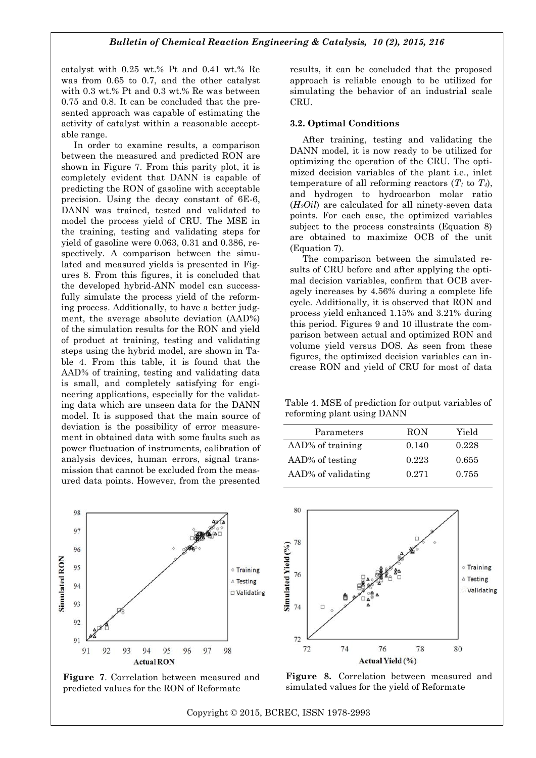catalyst with 0.25 wt.% Pt and 0.41 wt.% Re was from 0.65 to 0.7, and the other catalyst with 0.3 wt.% Pt and 0.3 wt.% Re was between 0.75 and 0.8. It can be concluded that the presented approach was capable of estimating the activity of catalyst within a reasonable acceptable range.

In order to examine results, a comparison between the measured and predicted RON are shown in Figure 7. From this parity plot, it is completely evident that DANN is capable of predicting the RON of gasoline with acceptable precision. Using the decay constant of 6E-6, DANN was trained, tested and validated to model the process yield of CRU. The MSE in the training, testing and validating steps for yield of gasoline were 0.063, 0.31 and 0.386, respectively. A comparison between the simulated and measured yields is presented in Figures 8. From this figures, it is concluded that the developed hybrid-ANN model can successfully simulate the process yield of the reforming process. Additionally, to have a better judgment, the average absolute deviation (AAD%) of the simulation results for the RON and yield of product at training, testing and validating steps using the hybrid model, are shown in Table 4. From this table, it is found that the AAD% of training, testing and validating data is small, and completely satisfying for engineering applications, especially for the validating data which are unseen data for the DANN model. It is supposed that the main source of deviation is the possibility of error measurement in obtained data with some faults such as power fluctuation of instruments, calibration of analysis devices, human errors, signal transmission that cannot be excluded from the measured data points. However, from the presented results, it can be concluded that the proposed approach is reliable enough to be utilized for simulating the behavior of an industrial scale CRU.

### 3.2. Optimal Conditions

After training, testing and validating the DANN model, it is now ready to be utilized for optimizing the operation of the CRU. The optimized decision variables of the plant i.e., inlet temperature of all reforming reactors ($T_1$ to $T_4$), and hydrogen to hydrocarbon molar ratio ($H_2Oil$) are calculated for all ninety-seven data points. For each case, the optimized variables subject to the process constraints (Equation 8) are obtained to maximize OCB of the unit (Equation 7).

The comparison between the simulated results of CRU before and after applying the optimal decision variables, confirm that OCB averagely increases by 4.56% during a complete life cycle. Additionally, it is observed that RON and process yield enhanced 1.15% and 3.21% during this period. Figures 9 and 10 illustrate the comparison between actual and optimized RON and volume yield versus DOS. As seen from these figures, the optimized decision variables can increase RON and yield of CRU for most of data

Table 4. MSE of prediction for output variables of reforming plant using DANN

| Parameters | RON | Yield |
|---|---|---|
| AAD% of training | 0.140 | 0.228 |
| AAD% of testing | 0.223 | 0.655 |
| AAD% of validating | 0.271 | 0.755 |

**Figure 7**. Correlation between measured and predicted values for the RON of Reformate

**Figure 8.** Correlation between measured and simulated values for the yield of Reformate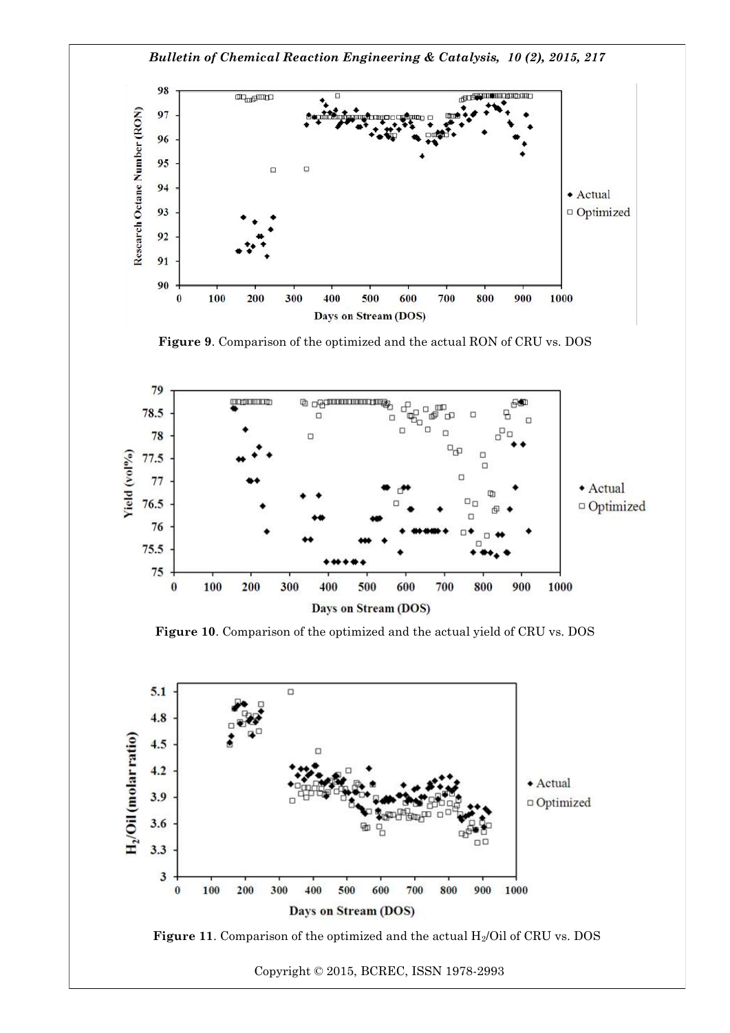**Figure 9**. Comparison of the optimized and the actual RON of CRU vs. DOS

**Figure 10**. Comparison of the optimized and the actual yield of CRU vs. DOS

**Figure 11**. Comparison of the optimized and the actual $H_2$/Oil of CRU vs. DOS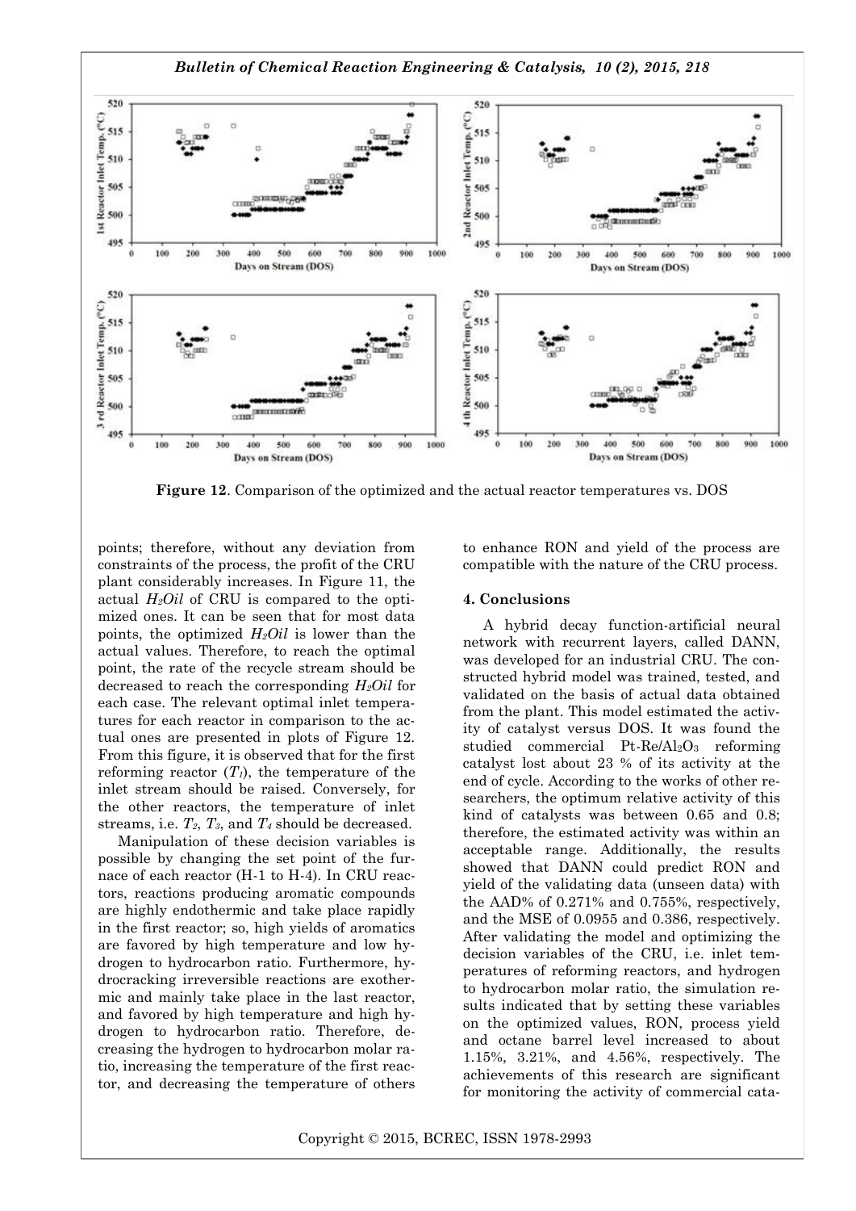**Figure 12**. Comparison of the optimized and the actual reactor temperatures vs. DOS

points; therefore, without any deviation from constraints of the process, the profit of the CRU plant considerably increases. In Figure 11, the actual $H_2Oil$ of CRU is compared to the optimized ones. It can be seen that for most data points, the optimized $H_2Oil$ is lower than the actual values. Therefore, to reach the optimal point, the rate of the recycle stream should be decreased to reach the corresponding $H_2Oil$ for each case. The relevant optimal inlet temperatures for each reactor in comparison to the actual ones are presented in plots of Figure 12. From this figure, it is observed that for the first reforming reactor ($T_1$), the temperature of the inlet stream should be raised. Conversely, for the other reactors, the temperature of inlet streams, i.e. $T_2$, $T_3$, and $T_4$ should be decreased.

Manipulation of these decision variables is possible by changing the set point of the furnace of each reactor (H-1 to H-4). In CRU reactors, reactions producing aromatic compounds are highly endothermic and take place rapidly in the first reactor; so, high yields of aromatics are favored by high temperature and low hydrogen to hydrocarbon ratio. Furthermore, hydrocracking irreversible reactions are exothermic and mainly take place in the last reactor, and favored by high temperature and high hydrogen to hydrocarbon ratio. Therefore, decreasing the hydrogen to hydrocarbon molar ratio, increasing the temperature of the first reactor, and decreasing the temperature of others to enhance RON and yield of the process are compatible with the nature of the CRU process.

## 4. Conclusions

A hybrid decay function-artificial neural network with recurrent layers, called DANN, was developed for an industrial CRU. The constructed hybrid model was trained, tested, and validated on the basis of actual data obtained from the plant. This model estimated the activity of catalyst versus DOS. It was found the studied commercial Pt-Re/$Al_2O_3$ reforming catalyst lost about 23 % of its activity at the end of cycle. According to the works of other researchers, the optimum relative activity of this kind of catalysts was between 0.65 and 0.8; therefore, the estimated activity was within an acceptable range. Additionally, the results showed that DANN could predict RON and yield of the validating data (unseen data) with the AAD% of 0.271% and 0.755%, respectively, and the MSE of 0.0955 and 0.386, respectively. After validating the model and optimizing the decision variables of the CRU, i.e. inlet temperatures of reforming reactors, and hydrogen to hydrocarbon molar ratio, the simulation results indicated that by setting these variables on the optimized values, RON, process yield and octane barrel level increased to about 1.15%, 3.21%, and 4.56%, respectively. The achievements of this research are significant for monitoring the activity of commercial cata-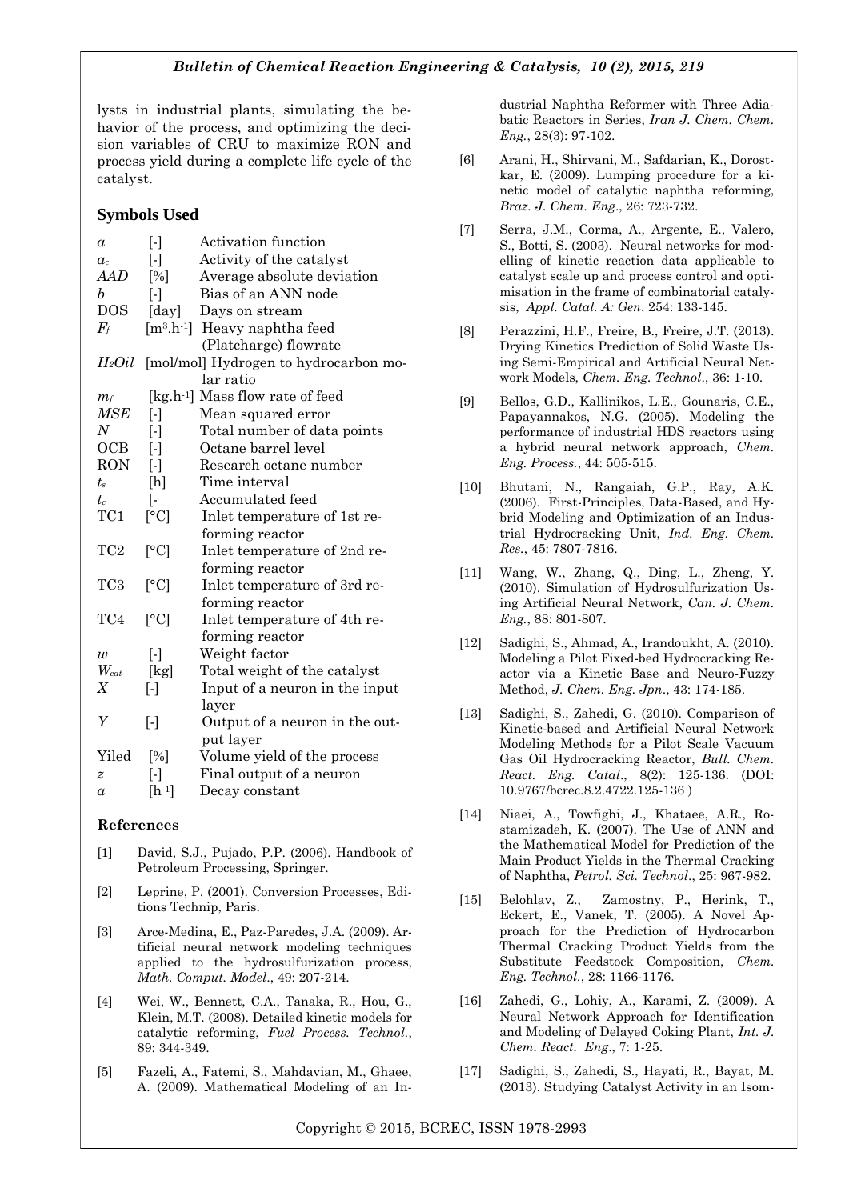lysts in industrial plants, simulating the behavior of the process, and optimizing the decision variables of CRU to maximize RON and process yield during a complete life cycle of the catalyst.

## Symbols Used

| | | |
|---|---|---|
| $a$ | [-] | Activation function |
| $a_c$ | [-] | Activity of the catalyst |
| $AAD$ | [%] | Average absolute deviation |
| $b$ | [-] | Bias of an ANN node |
| DOS | [day] | Days on stream |
| $F_f$ | [$m^3.h^{-1}$] | Heavy naphtha feed (Platcharge) flowrate |
| $H_2Oil$ | [mol/mol] | Hydrogen to hydrocarbon molar ratio |
| $m_f$ | [$kg.h^{-1}$] | Mass flow rate of feed |
| $MSE$ | [-] | Mean squared error |
| $N$ | [-] | Total number of data points |
| OCB | [-] | Octane barrel level |
| RON | [-] | Research octane number |
| $t_s$ | [h] | Time interval |
| $t_c$ | [- | Accumulated feed |
| TC1 | [°C] | Inlet temperature of 1st reforming reactor |
| TC2 | [°C] | Inlet temperature of 2nd reforming reactor |
| TC3 | [°C] | Inlet temperature of 3rd reforming reactor |
| TC4 | [°C] | Inlet temperature of 4th reforming reactor |
| $w$ | [-] | Weight factor |
| $W_{cat}$ | [kg] | Total weight of the catalyst |
| $X$ | [-] | Input of a neuron in the input layer |
| $Y$ | [-] | Output of a neuron in the output layer |
| Yiled | [%] | Volume yield of the process |
| $z$ | [-] | Final output of a neuron |
| $\alpha$ | [$h^{-1}$] | Decay constant |

### References

[1] David, S.J., Pujado, P.P. (2006). Handbook of Petroleum Processing, Springer.

[2] Leprine, P. (2001). Conversion Processes, Editions Technip, Paris.

[3] Arce-Medina, E., Paz-Paredes, J.A. (2009). Artificial neural network modeling techniques applied to the hydrosulfurization process, *Math. Comput. Model*., 49: 207-214.

[4] Wei, W., Bennett, C.A., Tanaka, R., Hou, G., Klein, M.T. (2008). Detailed kinetic models for catalytic reforming, *Fuel Process. Technol.*, 89: 344-349.

[5] Fazeli, A., Fatemi, S., Mahdavian, M., Ghaee, A. (2009). Mathematical Modeling of an Industrial Naphtha Reformer with Three Adiabatic Reactors in Series, *Iran J. Chem. Chem. Eng.*, 28(3): 97-102.

[6] Arani, H., Shirvani, M., Safdarian, K., Dorostkar, E. (2009). Lumping procedure for a kinetic model of catalytic naphtha reforming, *Braz. J. Chem. Eng*., 26: 723-732.

[7] Serra, J.M., Corma, A., Argente, E., Valero, S., Botti, S. (2003). Neural networks for modelling of kinetic reaction data applicable to catalyst scale up and process control and optimisation in the frame of combinatorial catalysis, *Appl. Catal. A: Gen*. 254: 133-145.

[8] Perazzini, H.F., Freire, B., Freire, J.T. (2013). Drying Kinetics Prediction of Solid Waste Using Semi-Empirical and Artificial Neural Network Models, *Chem. Eng. Technol*., 36: 1-10.

[9] Bellos, G.D., Kallinikos, L.E., Gounaris, C.E., Papayannakos, N.G. (2005). Modeling the performance of industrial HDS reactors using a hybrid neural network approach, *Chem. Eng. Process.*, 44: 505-515.

[10] Bhutani, N., Rangaiah, G.P., Ray, A.K. (2006). First-Principles, Data-Based, and Hybrid Modeling and Optimization of an Industrial Hydrocracking Unit, *Ind. Eng. Chem. Res.*, 45: 7807-7816.

[11] Wang, W., Zhang, Q., Ding, L., Zheng, Y. (2010). Simulation of Hydrosulfurization Using Artificial Neural Network, *Can. J. Chem. Eng.*, 88: 801-807.

[12] Sadighi, S., Ahmad, A., Irandoukht, A. (2010). Modeling a Pilot Fixed-bed Hydrocracking Reactor via a Kinetic Base and Neuro-Fuzzy Method, *J. Chem. Eng. Jpn*., 43: 174-185.

[13] Sadighi, S., Zahedi, G. (2010). Comparison of Kinetic-based and Artificial Neural Network Modeling Methods for a Pilot Scale Vacuum Gas Oil Hydrocracking Reactor, *Bull. Chem. React. Eng. Catal*., 8(2): 125-136. (DOI: 10.9767/bcrec.8.2.4722.125-136 )

[14] Niaei, A., Towfighi, J., Khataee, A.R., Rostamizadeh, K. (2007). The Use of ANN and the Mathematical Model for Prediction of the Main Product Yields in the Thermal Cracking of Naphtha, *Petrol. Sci. Technol*., 25: 967-982.

[15] Belohlav, Z., Zamostny, P., Herink, T., Eckert, E., Vanek, T. (2005). A Novel Approach for the Prediction of Hydrocarbon Thermal Cracking Product Yields from the Substitute Feedstock Composition, *Chem. Eng. Technol.*, 28: 1166-1176.

[16] Zahedi, G., Lohiy, A., Karami, Z. (2009). A Neural Network Approach for Identification and Modeling of Delayed Coking Plant, *Int. J. Chem. React. Eng*., 7: 1-25.

[17] Sadighi, S., Zahedi, S., Hayati, R., Bayat, M. (2013). Studying Catalyst Activity in an Isom-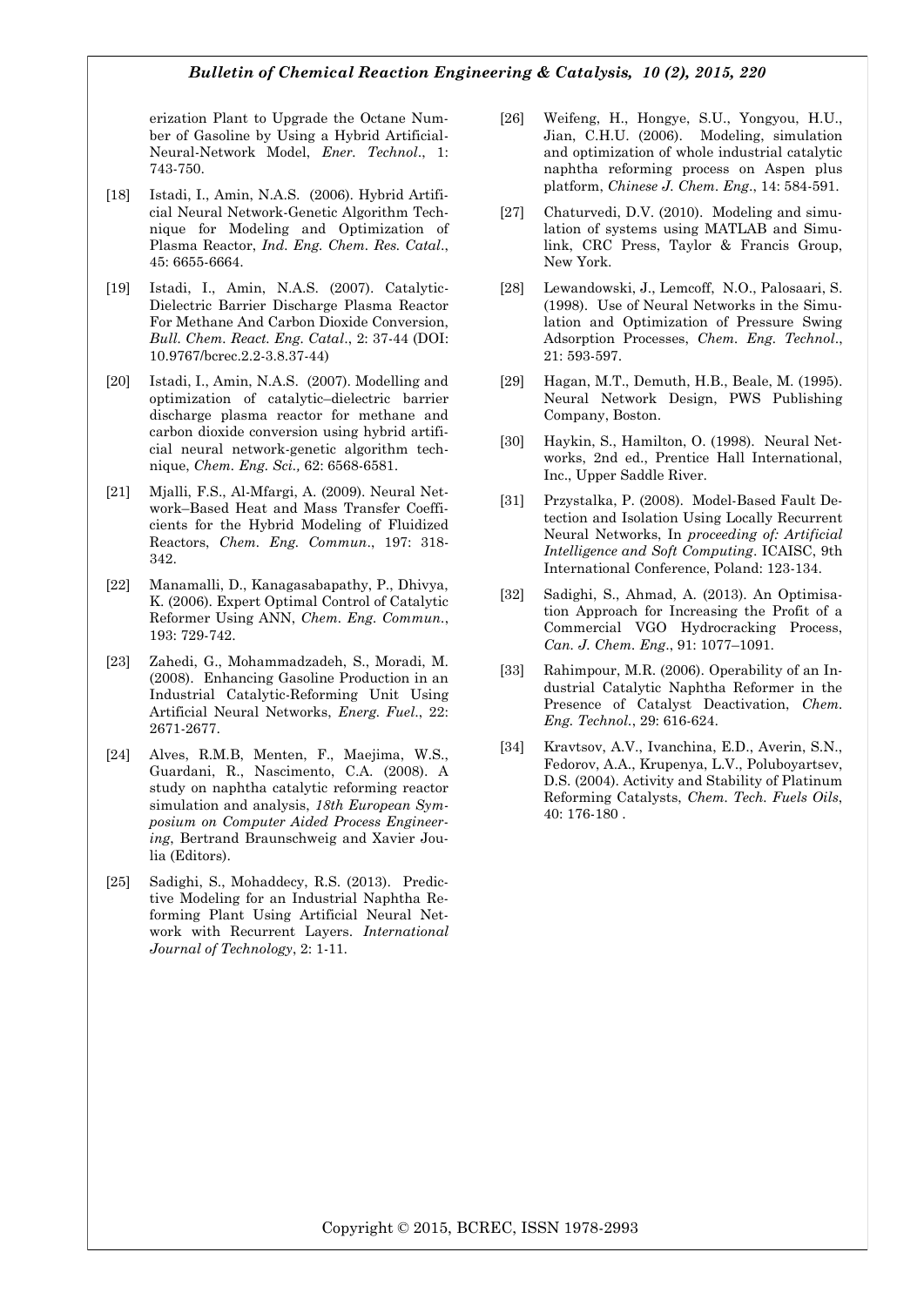erization Plant to Upgrade the Octane Number of Gasoline by Using a Hybrid Artificial-Neural-Network Model, *Ener. Technol*., 1: 743-750.

[18] Istadi, I., Amin, N.A.S. (2006). Hybrid Artificial Neural Network-Genetic Algorithm Technique for Modeling and Optimization of Plasma Reactor, *Ind. Eng. Chem. Res. Catal*., 45: 6655-6664.

[19] Istadi, I., Amin, N.A.S. (2007). Catalytic-Dielectric Barrier Discharge Plasma Reactor For Methane And Carbon Dioxide Conversion, *Bull. Chem. React. Eng. Catal*., 2: 37-44 (DOI: 10.9767/bcrec.2.2-3.8.37-44)

[20] Istadi, I., Amin, N.A.S. (2007). Modelling and optimization of catalytic–dielectric barrier discharge plasma reactor for methane and carbon dioxide conversion using hybrid artificial neural network-genetic algorithm technique, *Chem. Eng. Sci.,* 62: 6568-6581.

[21] Mjalli, F.S., Al-Mfargi, A. (2009). Neural Network–Based Heat and Mass Transfer Coefficients for the Hybrid Modeling of Fluidized Reactors, *Chem. Eng. Commun*., 197: 318-342.

[22] Manamalli, D., Kanagasabapathy, P., Dhivya, K. (2006). Expert Optimal Control of Catalytic Reformer Using ANN, *Chem. Eng. Commun.*, 193: 729-742.

[23] Zahedi, G., Mohammadzadeh, S., Moradi, M. (2008). Enhancing Gasoline Production in an Industrial Catalytic-Reforming Unit Using Artificial Neural Networks, *Energ. Fuel*., 22: 2671-2677.

[24] Alves, R.M.B, Menten, F., Maejima, W.S., Guardani, R., Nascimento, C.A. (2008). A study on naphtha catalytic reforming reactor simulation and analysis, *18th European Symposium on Computer Aided Process Engineering*, Bertrand Braunschweig and Xavier Joulia (Editors).

[25] Sadighi, S., Mohaddecy, R.S. (2013). Predictive Modeling for an Industrial Naphtha Reforming Plant Using Artificial Neural Network with Recurrent Layers. *International Journal of Technology*, 2: 1-11.

[26] Weifeng, H., Hongye, S.U., Yongyou, H.U., Jian, C.H.U. (2006). Modeling, simulation and optimization of whole industrial catalytic naphtha reforming process on Aspen plus platform, *Chinese J. Chem. Eng*., 14: 584-591.

[27] Chaturvedi, D.V. (2010). Modeling and simulation of systems using MATLAB and Simulink, CRC Press, Taylor & Francis Group, New York.

[28] Lewandowski, J., Lemcoff, N.O., Palosaari, S. (1998). Use of Neural Networks in the Simulation and Optimization of Pressure Swing Adsorption Processes, *Chem. Eng. Technol*., 21: 593-597.

[29] Hagan, M.T., Demuth, H.B., Beale, M. (1995). Neural Network Design, PWS Publishing Company, Boston.

[30] Haykin, S., Hamilton, O. (1998). Neural Networks, 2nd ed., Prentice Hall International, Inc., Upper Saddle River.

[31] Przystalka, P. (2008). Model-Based Fault Detection and Isolation Using Locally Recurrent Neural Networks, In *proceeding of: Artificial Intelligence and Soft Computing*. ICAISC, 9th International Conference, Poland: 123-134.

[32] Sadighi, S., Ahmad, A. (2013). An Optimisation Approach for Increasing the Profit of a Commercial VGO Hydrocracking Process, *Can. J. Chem. Eng*., 91: 1077–1091.

[33] Rahimpour, M.R. (2006). Operability of an Industrial Catalytic Naphtha Reformer in the Presence of Catalyst Deactivation, *Chem. Eng. Technol.*, 29: 616-624.

[34] Kravtsov, A.V., Ivanchina, E.D., Averin, S.N., Fedorov, A.A., Krupenya, L.V., Poluboyartsev, D.S. (2004). Activity and Stability of Platinum Reforming Catalysts, *Chem. Tech. Fuels Oils*, 40: 176-180 .